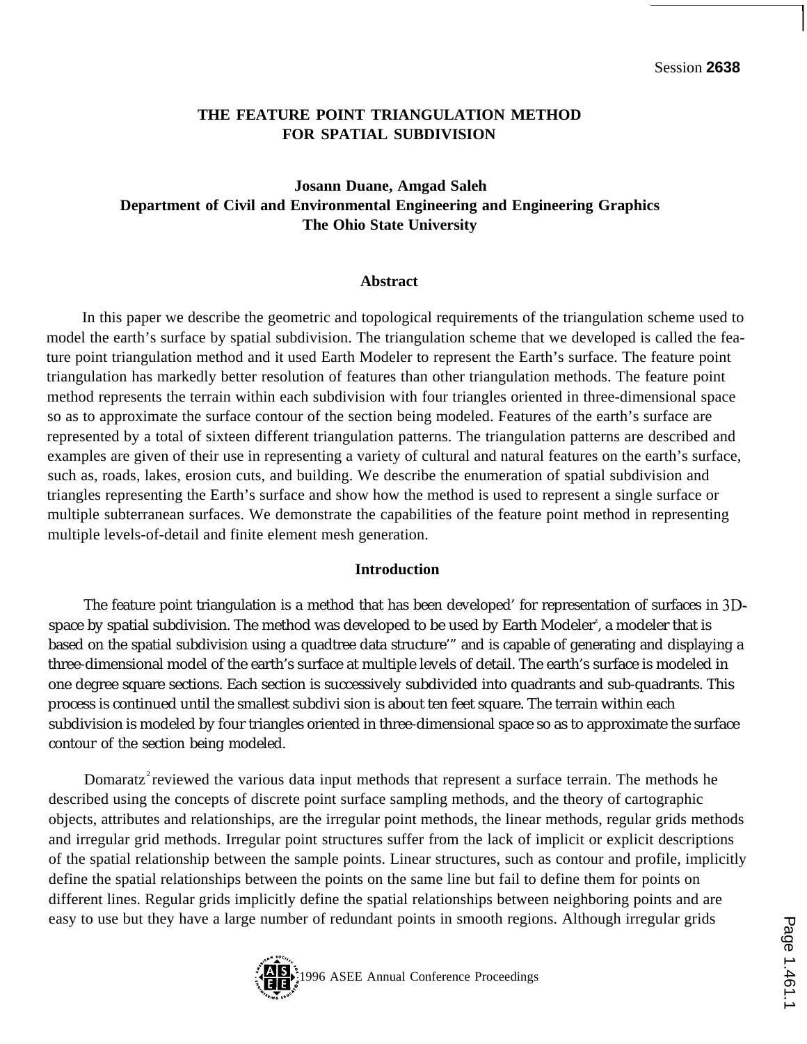Session **2638**

# THE FEATURE POINT TRIANGULATION METHOD FOR SPATIAL SUBDIVISION

**Josann Duane, Amgad Saleh**
**Department of Civil and Environmental Engineering and Engineering Graphics**
**The Ohio State University**

## Abstract

In this paper we describe the geometric and topological requirements of the triangulation scheme used to model the earth's surface by spatial subdivision. The triangulation scheme that we developed is called the feature point triangulation method and it used Earth Modeler to represent the Earth's surface. The feature point triangulation has markedly better resolution of features than other triangulation methods. The feature point method represents the terrain within each subdivision with four triangles oriented in three-dimensional space so as to approximate the surface contour of the section being modeled. Features of the earth's surface are represented by a total of sixteen different triangulation patterns. The triangulation patterns are described and examples are given of their use in representing a variety of cultural and natural features on the earth's surface, such as, roads, lakes, erosion cuts, and building. We describe the enumeration of spatial subdivision and triangles representing the Earth's surface and show how the method is used to represent a single surface or multiple subterranean surfaces. We demonstrate the capabilities of the feature point method in representing multiple levels-of-detail and finite element mesh generation.

## Introduction

The feature point triangulation is a method that has been developed[1] for representation of surfaces in 3D-space by spatial subdivision. The method was developed to be used by Earth Modeler[2], a modeler that is based on the spatial subdivision using a quadtree data structure[3] and is capable of generating and displaying a three-dimensional model of the earth's surface at multiple levels of detail. The earth's surface is modeled in one degree square sections. Each section is successively subdivided into quadrants and sub-quadrants. This process is continued until the smallest subdivi sion is about ten feet square. The terrain within each subdivision is modeled by four triangles oriented in three-dimensional space so as to approximate the surface contour of the section being modeled.

Domaratz[2] reviewed the various data input methods that represent a surface terrain. The methods he described using the concepts of discrete point surface sampling methods, and the theory of cartographic objects, attributes and relationships, are the irregular point methods, the linear methods, regular grids methods and irregular grid methods. Irregular point structures suffer from the lack of implicit or explicit descriptions of the spatial relationship between the sample points. Linear structures, such as contour and profile, implicitly define the spatial relationships between the points on the same line but fail to define them for points on different lines. Regular grids implicitly define the spatial relationships between neighboring points and are easy to use but they have a large number of redundant points in smooth regions. Although irregular grids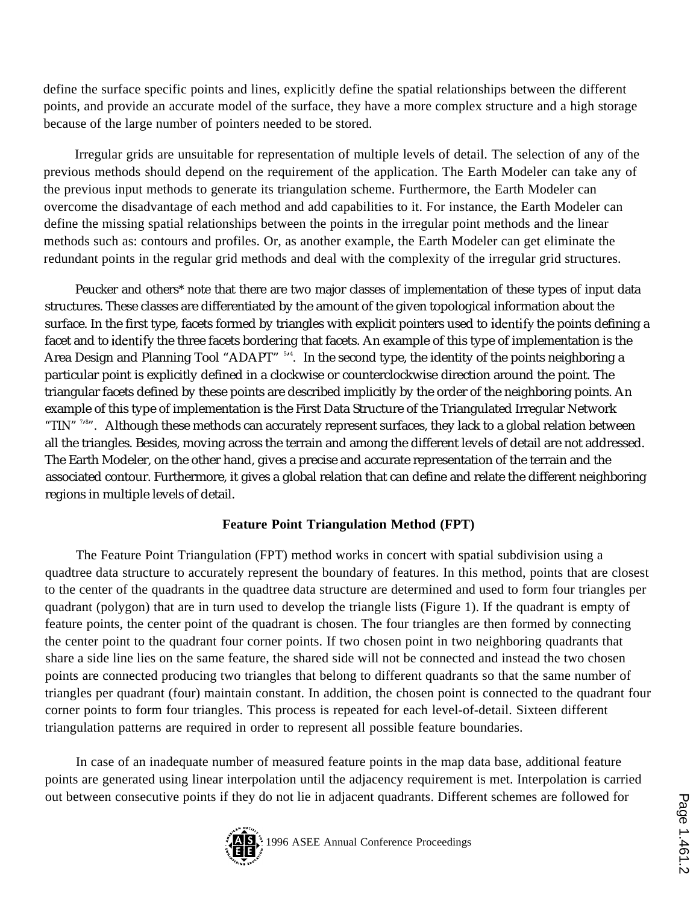define the surface specific points and lines, explicitly define the spatial relationships between the different points, and provide an accurate model of the surface, they have a more complex structure and a high storage because of the large number of pointers needed to be stored.

Irregular grids are unsuitable for representation of multiple levels of detail. The selection of any of the previous methods should depend on the requirement of the application. The Earth Modeler can take any of the previous input methods to generate its triangulation scheme. Furthermore, the Earth Modeler can overcome the disadvantage of each method and add capabilities to it. For instance, the Earth Modeler can define the missing spatial relationships between the points in the irregular point methods and the linear methods such as: contours and profiles. Or, as another example, the Earth Modeler can get eliminate the redundant points in the regular grid methods and deal with the complexity of the irregular grid structures.

Peucker and others* note that there are two major classes of implementation of these types of input data structures. These classes are differentiated by the amount of the given topological information about the surface. In the first type, facets formed by triangles with explicit pointers used to identify the points defining a facet and to identify the three facets bordering that facets. An example of this type of implementation is the Area Design and Planning Tool "ADAPT" [5,4]. In the second type, the identity of the points neighboring a particular point is explicitly defined in a clockwise or counterclockwise direction around the point. The triangular facets defined by these points are described implicitly by the order of the neighboring points. An example of this type of implementation is the First Data Structure of the Triangulated Irregular Network "TIN" [7,8]. Although these methods can accurately represent surfaces, they lack to a global relation between all the triangles. Besides, moving across the terrain and among the different levels of detail are not addressed. The Earth Modeler, on the other hand, gives a precise and accurate representation of the terrain and the associated contour. Furthermore, it gives a global relation that can define and relate the different neighboring regions in multiple levels of detail.

## Feature Point Triangulation Method (FPT)

The Feature Point Triangulation (FPT) method works in concert with spatial subdivision using a quadtree data structure to accurately represent the boundary of features. In this method, points that are closest to the center of the quadrants in the quadtree data structure are determined and used to form four triangles per quadrant (polygon) that are in turn used to develop the triangle lists (Figure 1). If the quadrant is empty of feature points, the center point of the quadrant is chosen. The four triangles are then formed by connecting the center point to the quadrant four corner points. If two chosen point in two neighboring quadrants that share a side line lies on the same feature, the shared side will not be connected and instead the two chosen points are connected producing two triangles that belong to different quadrants so that the same number of triangles per quadrant (four) maintain constant. In addition, the chosen point is connected to the quadrant four corner points to form four triangles. This process is repeated for each level-of-detail. Sixteen different triangulation patterns are required in order to represent all possible feature boundaries.

In case of an inadequate number of measured feature points in the map data base, additional feature points are generated using linear interpolation until the adjacency requirement is met. Interpolation is carried out between consecutive points if they do not lie in adjacent quadrants. Different schemes are followed for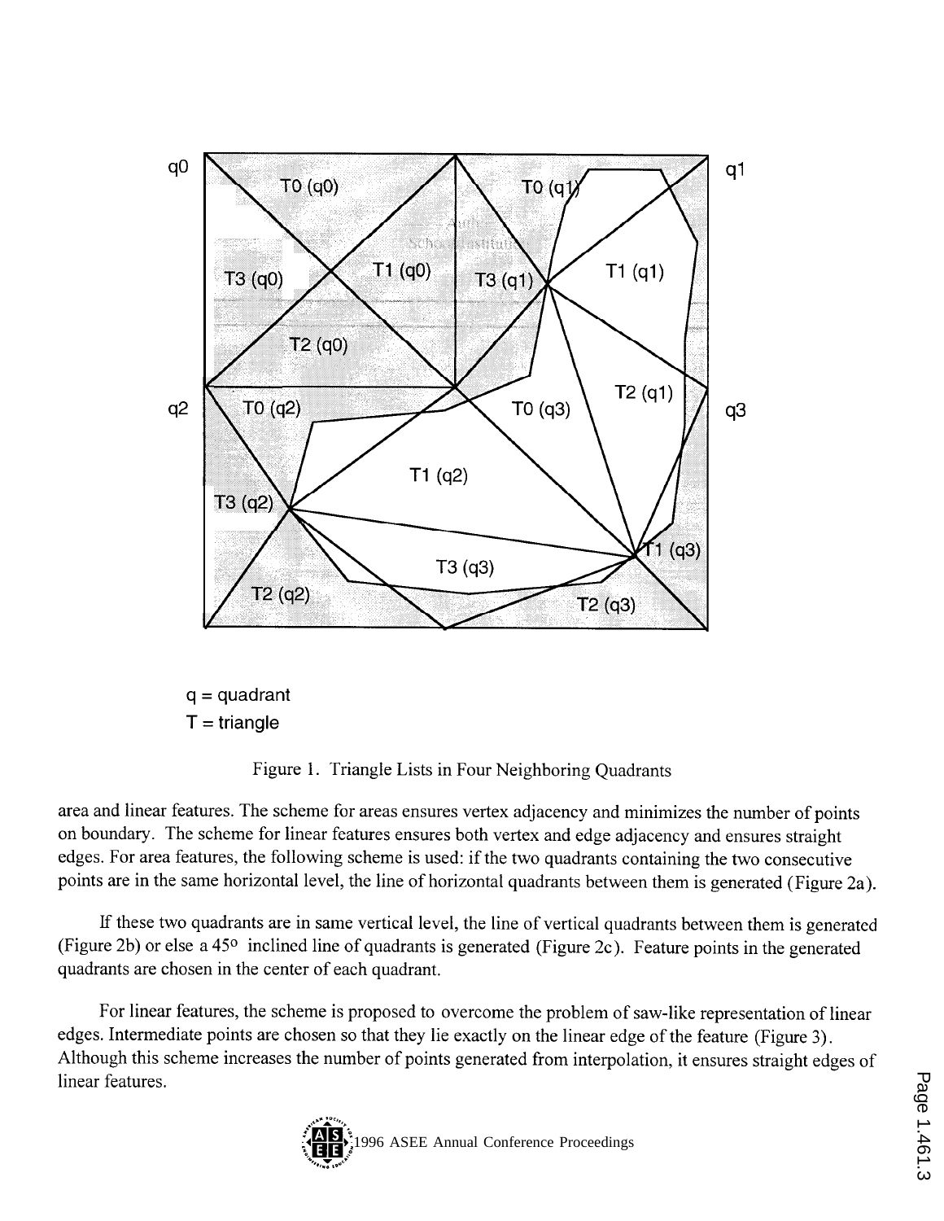q = quadrant
T = triangle

Figure 1. Triangle Lists in Four Neighboring Quadrants

area and linear features. The scheme for areas ensures vertex adjacency and minimizes the number of points on boundary. The scheme for linear features ensures both vertex and edge adjacency and ensures straight edges. For area features, the following scheme is used: if the two quadrants containing the two consecutive points are in the same horizontal level, the line of horizontal quadrants between them is generated (Figure 2a).

If these two quadrants are in same vertical level, the line of vertical quadrants between them is generated (Figure 2b) or else a 45° inclined line of quadrants is generated (Figure 2c). Feature points in the generated quadrants are chosen in the center of each quadrant.

For linear features, the scheme is proposed to overcome the problem of saw-like representation of linear edges. Intermediate points are chosen so that they lie exactly on the linear edge of the feature (Figure 3). Although this scheme increases the number of points generated from interpolation, it ensures straight edges of linear features.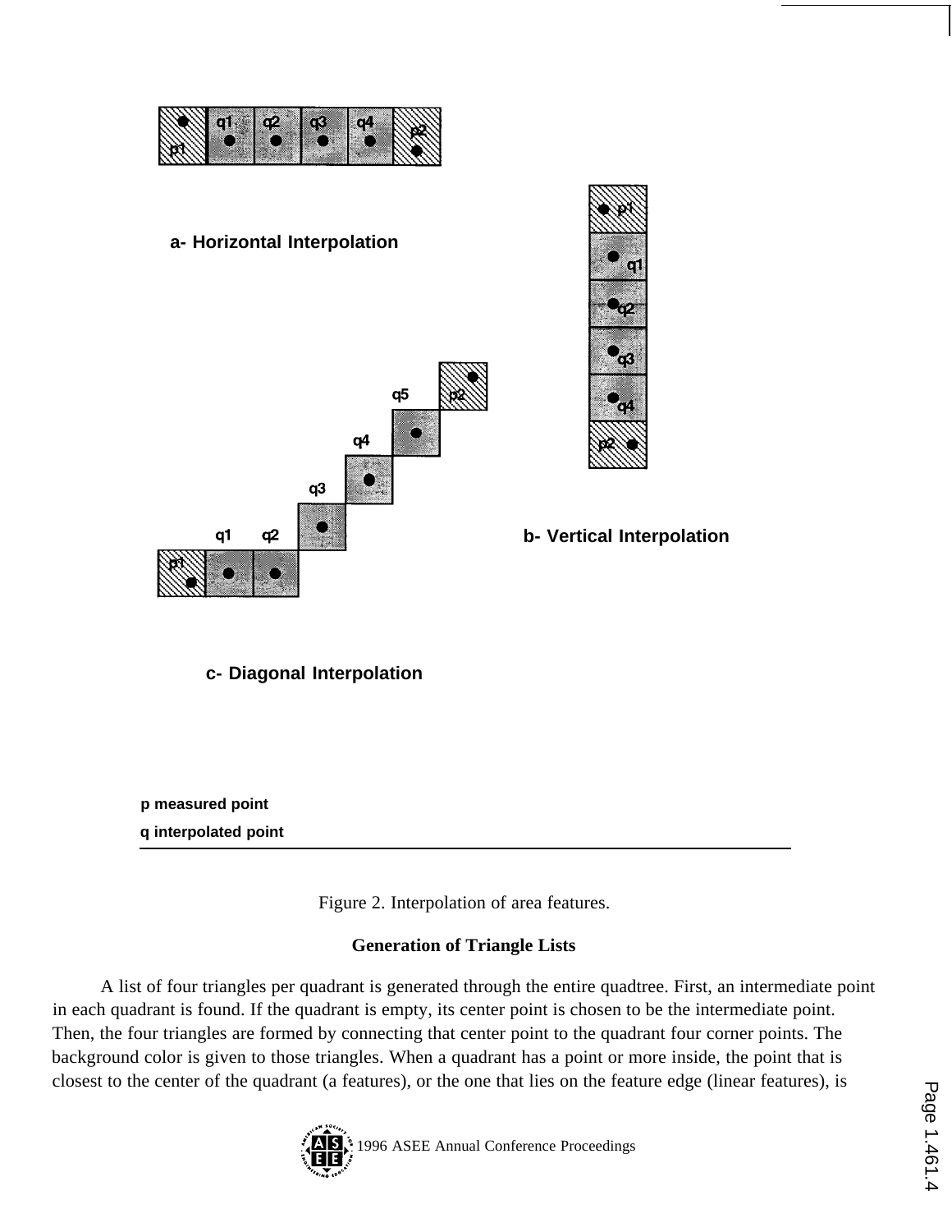a- Horizontal Interpolation

b- Vertical Interpolation

c- Diagonal Interpolation

p measured point

q interpolated point

Figure 2. Interpolation of area features.

## Generation of Triangle Lists

A list of four triangles per quadrant is generated through the entire quadtree. First, an intermediate point in each quadrant is found. If the quadrant is empty, its center point is chosen to be the intermediate point. Then, the four triangles are formed by connecting that center point to the quadrant four corner points. The background color is given to those triangles. When a quadrant has a point or more inside, the point that is closest to the center of the quadrant (a features), or the one that lies on the feature edge (linear features), is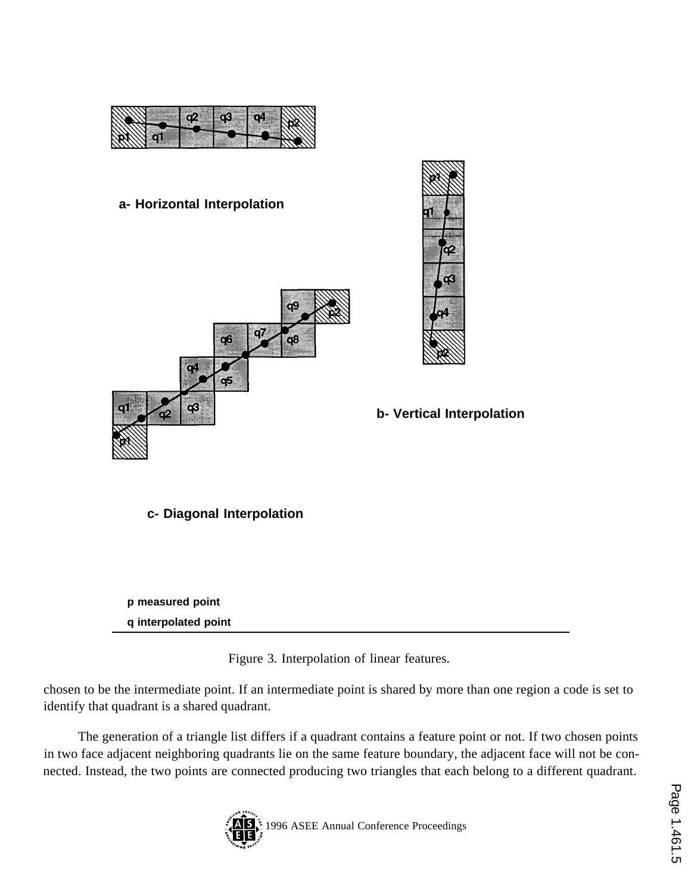a- Horizontal Interpolation

b- Vertical Interpolation

c- Diagonal Interpolation

**p measured point**

**q interpolated point**

Figure 3. Interpolation of linear features.

chosen to be the intermediate point. If an intermediate point is shared by more than one region a code is set to identify that quadrant is a shared quadrant.

The generation of a triangle list differs if a quadrant contains a feature point or not. If two chosen points in two face adjacent neighboring quadrants lie on the same feature boundary, the adjacent face will not be connected. Instead, the two points are connected producing two triangles that each belong to a different quadrant.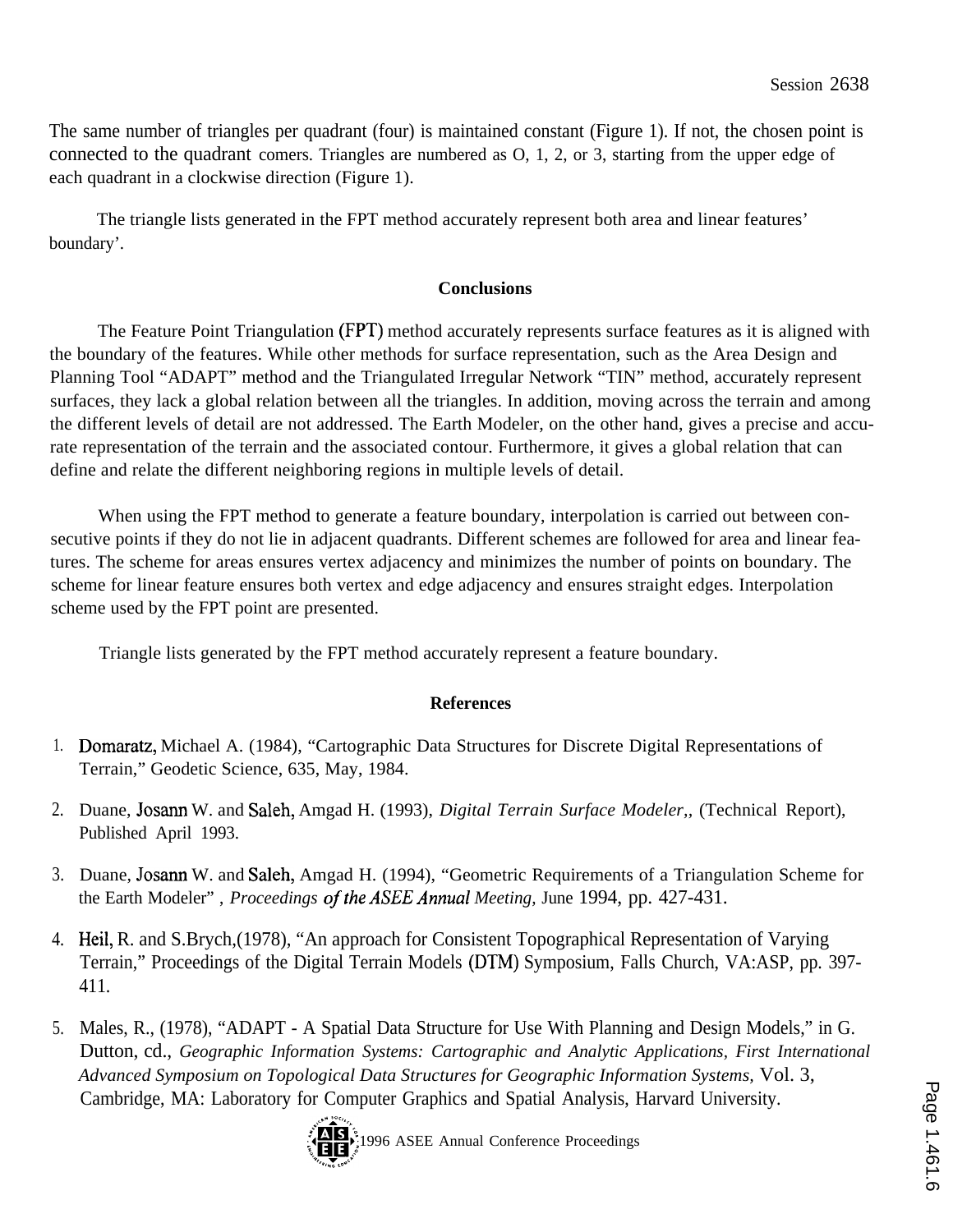The same number of triangles per quadrant (four) is maintained constant (Figure 1). If not, the chosen point is connected to the quadrant comers. Triangles are numbered as O, 1, 2, or 3, starting from the upper edge of each quadrant in a clockwise direction (Figure 1).

The triangle lists generated in the FPT method accurately represent both area and linear features' boundary'.

## Conclusions

The Feature Point Triangulation (FPT) method accurately represents surface features as it is aligned with the boundary of the features. While other methods for surface representation, such as the Area Design and Planning Tool "ADAPT" method and the Triangulated Irregular Network "TIN" method, accurately represent surfaces, they lack a global relation between all the triangles. In addition, moving across the terrain and among the different levels of detail are not addressed. The Earth Modeler, on the other hand, gives a precise and accurate representation of the terrain and the associated contour. Furthermore, it gives a global relation that can define and relate the different neighboring regions in multiple levels of detail.

When using the FPT method to generate a feature boundary, interpolation is carried out between consecutive points if they do not lie in adjacent quadrants. Different schemes are followed for area and linear features. The scheme for areas ensures vertex adjacency and minimizes the number of points on boundary. The scheme for linear feature ensures both vertex and edge adjacency and ensures straight edges. Interpolation scheme used by the FPT point are presented.

Triangle lists generated by the FPT method accurately represent a feature boundary.

## References

1. Domaratz, Michael A. (1984), "Cartographic Data Structures for Discrete Digital Representations of Terrain," Geodetic Science, 635, May, 1984.

2. Duane, Josann W. and Saleh, Amgad H. (1993), *Digital Terrain Surface Modeler,,* (Technical Report), Published April 1993.

3. Duane, Josann W. and Saleh, Amgad H. (1994), "Geometric Requirements of a Triangulation Scheme for the Earth Modeler" , *Proceedings of the ASEE Annual Meeting,* June 1994, pp. 427-431.

4. Heil, R. and S.Brych,(1978), "An approach for Consistent Topographical Representation of Varying Terrain," Proceedings of the Digital Terrain Models (DTM) Symposium, Falls Church, VA:ASP, pp. 397-411.

5. Males, R., (1978), "ADAPT - A Spatial Data Structure for Use With Planning and Design Models," in G. Dutton, cd., *Geographic Information Systems: Cartographic and Analytic Applications, First International Advanced Symposium on Topological Data Structures for Geographic Information Systems,* Vol. 3, Cambridge, MA: Laboratory for Computer Graphics and Spatial Analysis, Harvard University.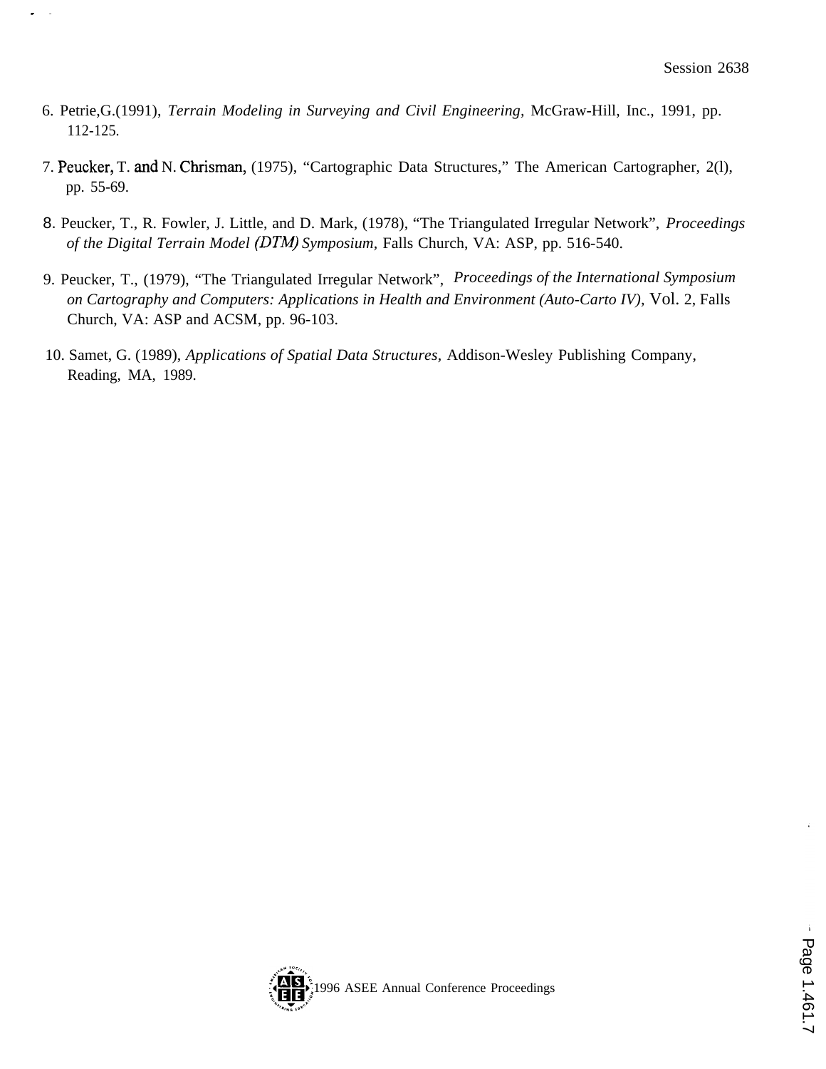6. Petrie,G.(1991), *Terrain Modeling in Surveying and Civil Engineering*, McGraw-Hill, Inc., 1991, pp. 112-125.

7. Peucker, T. and N. Chrisman, (1975), "Cartographic Data Structures," The American Cartographer, 2(l), pp. 55-69.

8. Peucker, T., R. Fowler, J. Little, and D. Mark, (1978), "The Triangulated Irregular Network", *Proceedings of the Digital Terrain Model (DTM) Symposium*, Falls Church, VA: ASP, pp. 516-540.

9. Peucker, T., (1979), "The Triangulated Irregular Network", *Proceedings of the International Symposium on Cartography and Computers: Applications in Health and Environment (Auto-Carto IV)*, Vol. 2, Falls Church, VA: ASP and ACSM, pp. 96-103.

10. Samet, G. (1989), *Applications of Spatial Data Structures*, Addison-Wesley Publishing Company, Reading, MA, 1989.